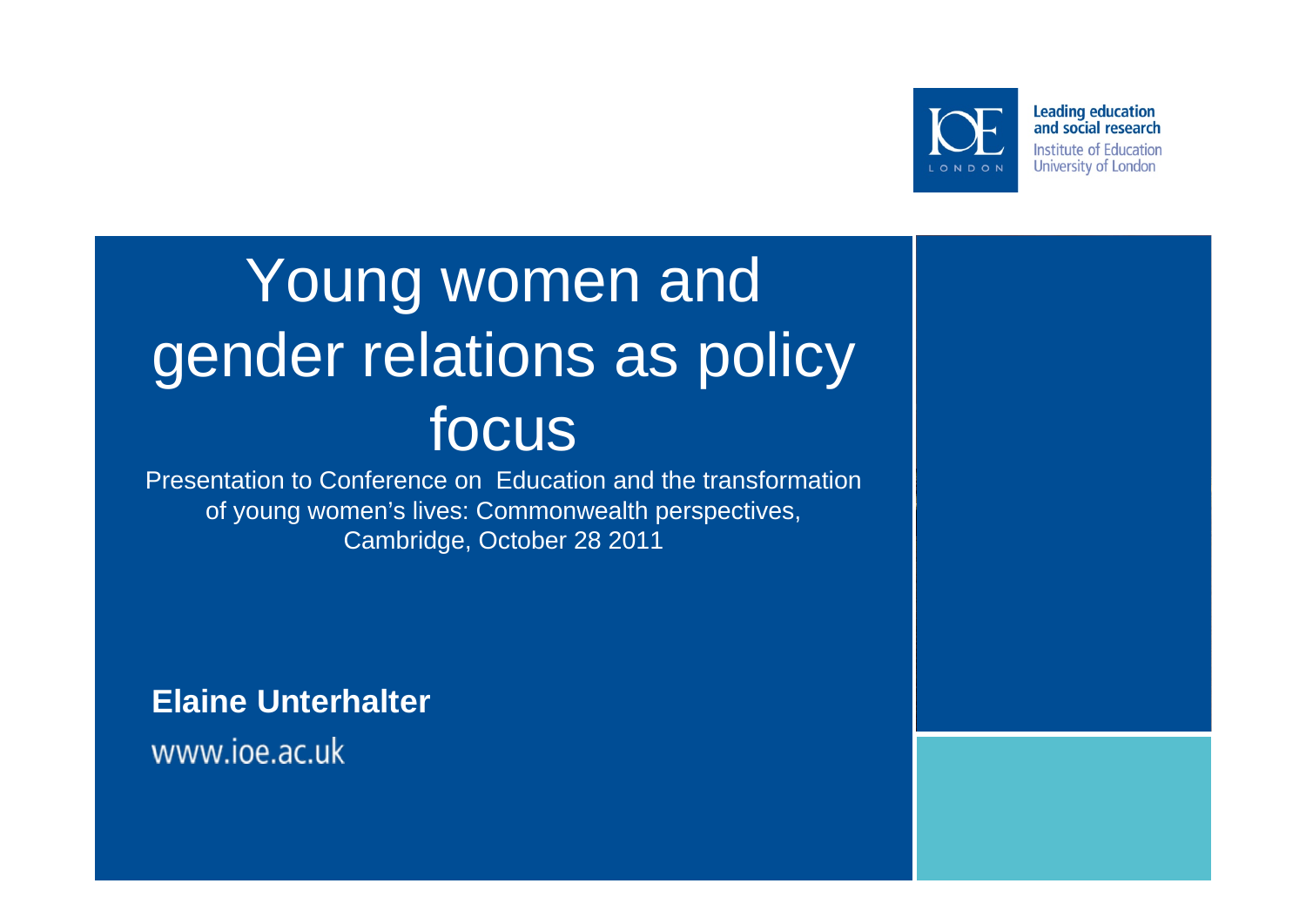Leading education and social research
Institute of Education
University of London

# Young women and gender relations as policy focus

Presentation to Conference on Education and the transformation of young women's lives: Commonwealth perspectives, Cambridge, October 28 2011

**Elaine Unterhalter**

www.ioe.ac.uk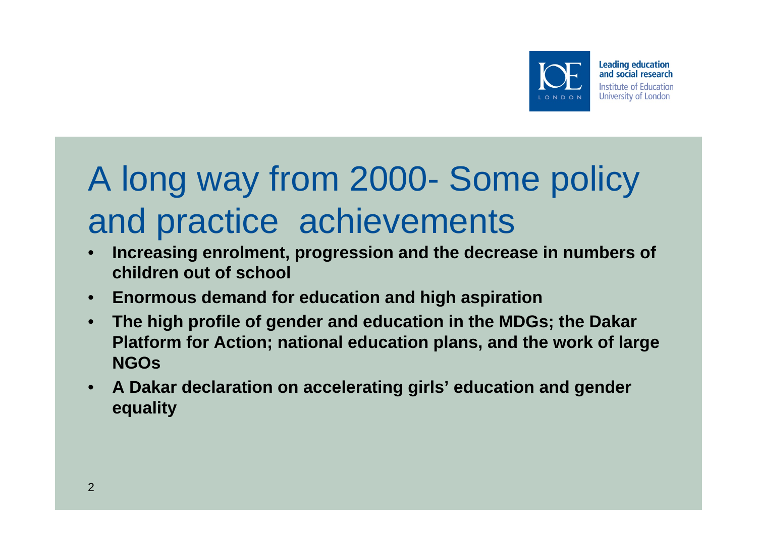# A long way from 2000- Some policy and practice achievements

- **Increasing enrolment, progression and the decrease in numbers of children out of school**
- **Enormous demand for education and high aspiration**
- **The high profile of gender and education in the MDGs; the Dakar Platform for Action; national education plans, and the work of large NGOs**
- **A Dakar declaration on accelerating girls' education and gender equality**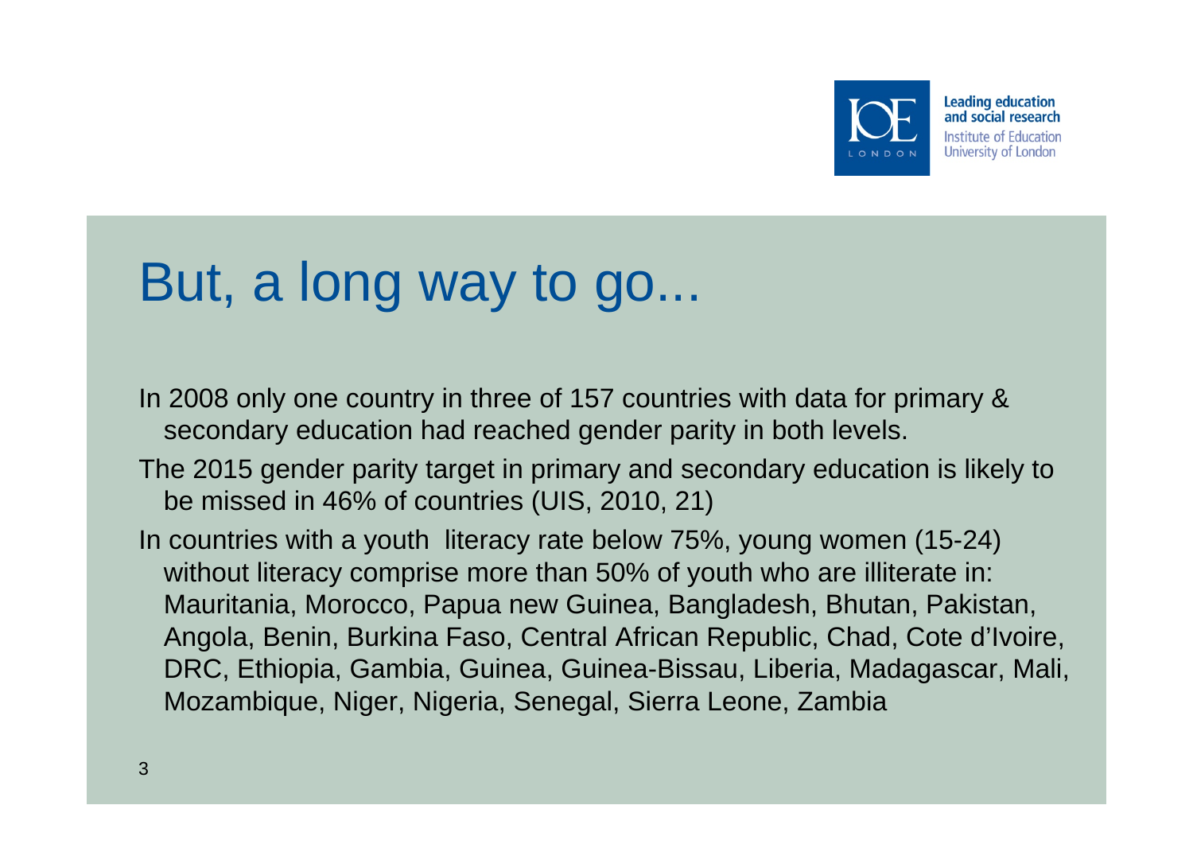# But, a long way to go...

In 2008 only one country in three of 157 countries with data for primary & secondary education had reached gender parity in both levels.

The 2015 gender parity target in primary and secondary education is likely to be missed in 46% of countries (UIS, 2010, 21)

In countries with a youth literacy rate below 75%, young women (15-24) without literacy comprise more than 50% of youth who are illiterate in: Mauritania, Morocco, Papua new Guinea, Bangladesh, Bhutan, Pakistan, Angola, Benin, Burkina Faso, Central African Republic, Chad, Cote d'Ivoire, DRC, Ethiopia, Gambia, Guinea, Guinea-Bissau, Liberia, Madagascar, Mali, Mozambique, Niger, Nigeria, Senegal, Sierra Leone, Zambia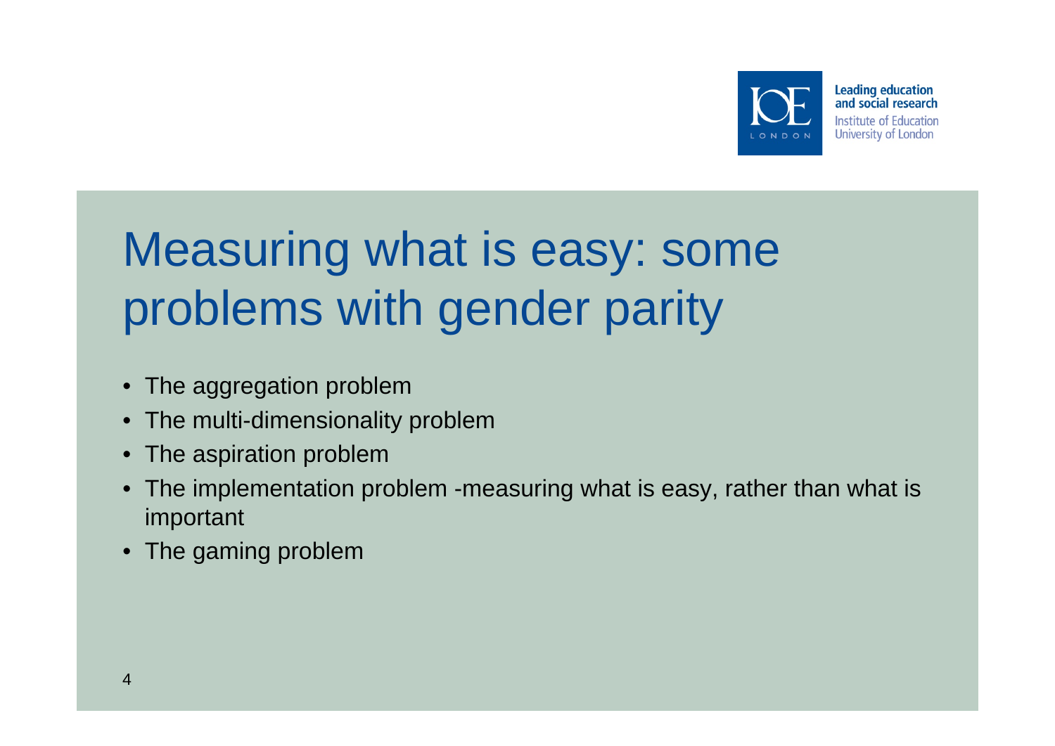# Measuring what is easy: some problems with gender parity

- The aggregation problem
- The multi-dimensionality problem
- The aspiration problem
- The implementation problem -measuring what is easy, rather than what is important
- The gaming problem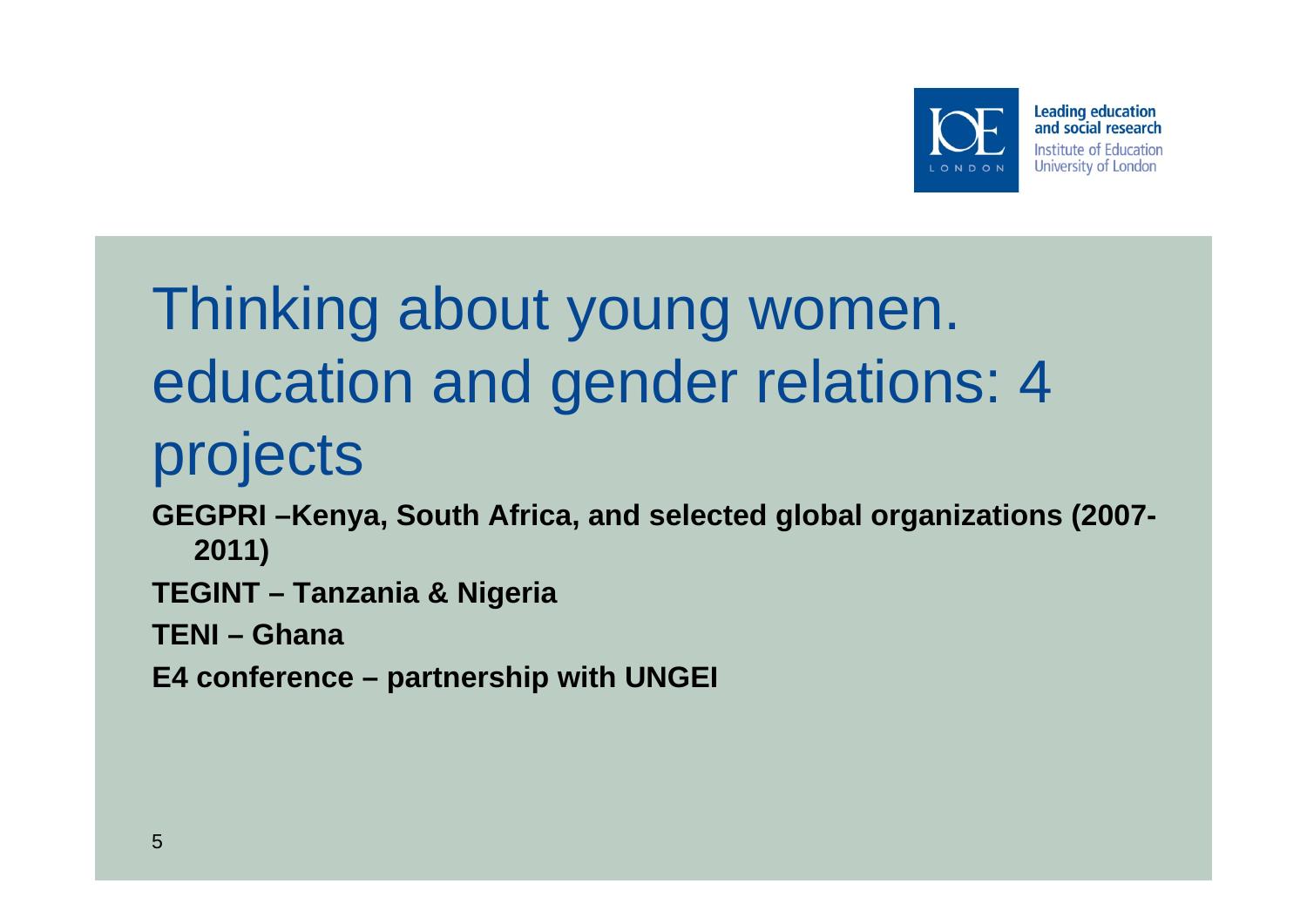# Thinking about young women. education and gender relations: 4 projects

**GEGPRI –Kenya, South Africa, and selected global organizations (2007-2011)**

**TEGINT – Tanzania & Nigeria**

**TENI – Ghana**

**E4 conference – partnership with UNGEI**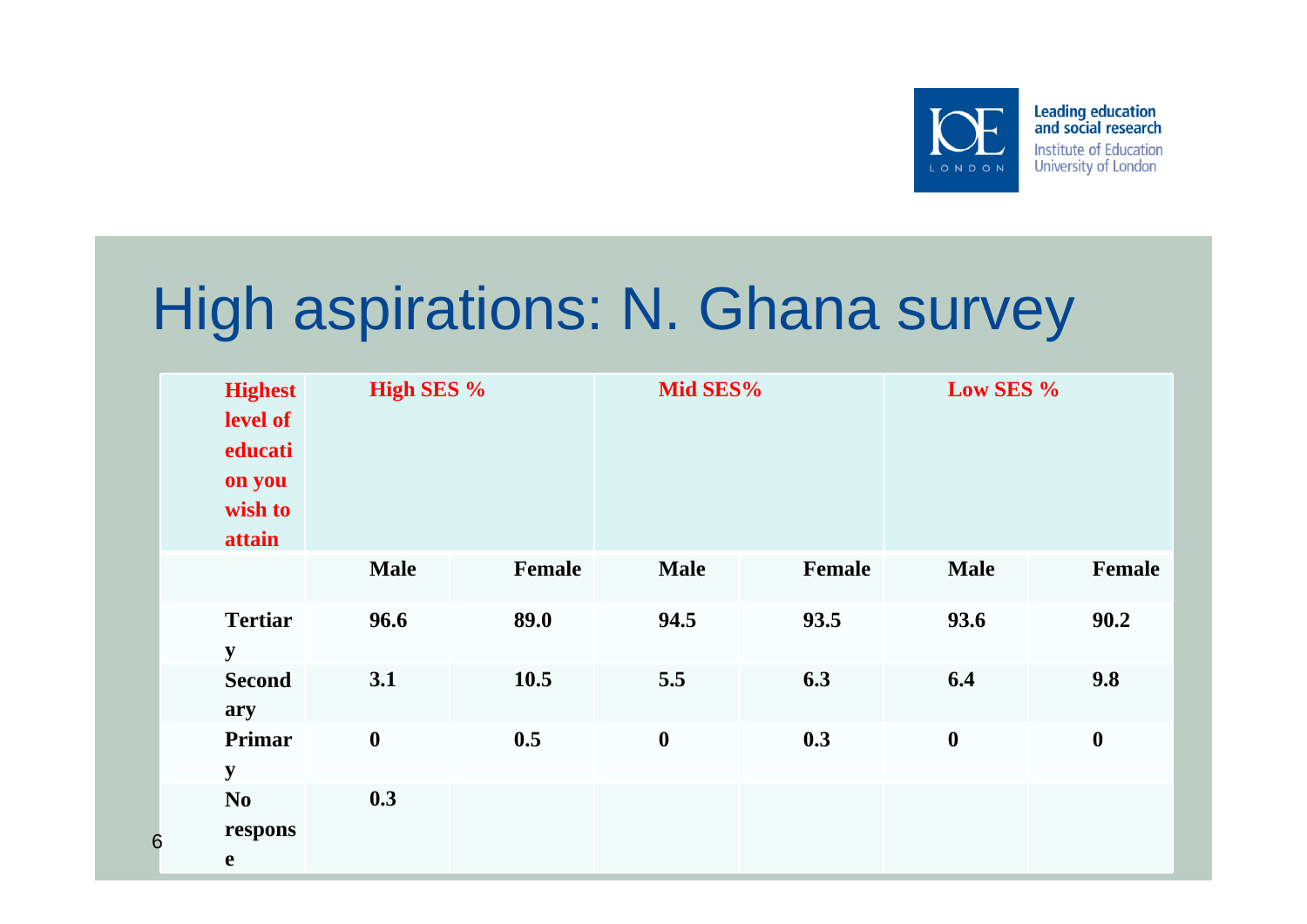# High aspirations: N. Ghana survey

| Highest level of education you wish to attain | High SES % | | Mid SES% | | Low SES % | |
|---|---|---|---|---|---|---|
| | Male | Female | Male | Female | Male | Female |
| Tertiary | 96.6 | 89.0 | 94.5 | 93.5 | 93.6 | 90.2 |
| Secondary | 3.1 | 10.5 | 5.5 | 6.3 | 6.4 | 9.8 |
| Primary | 0 | 0.5 | 0 | 0.3 | 0 | 0 |
| No response | 0.3 | | | | | |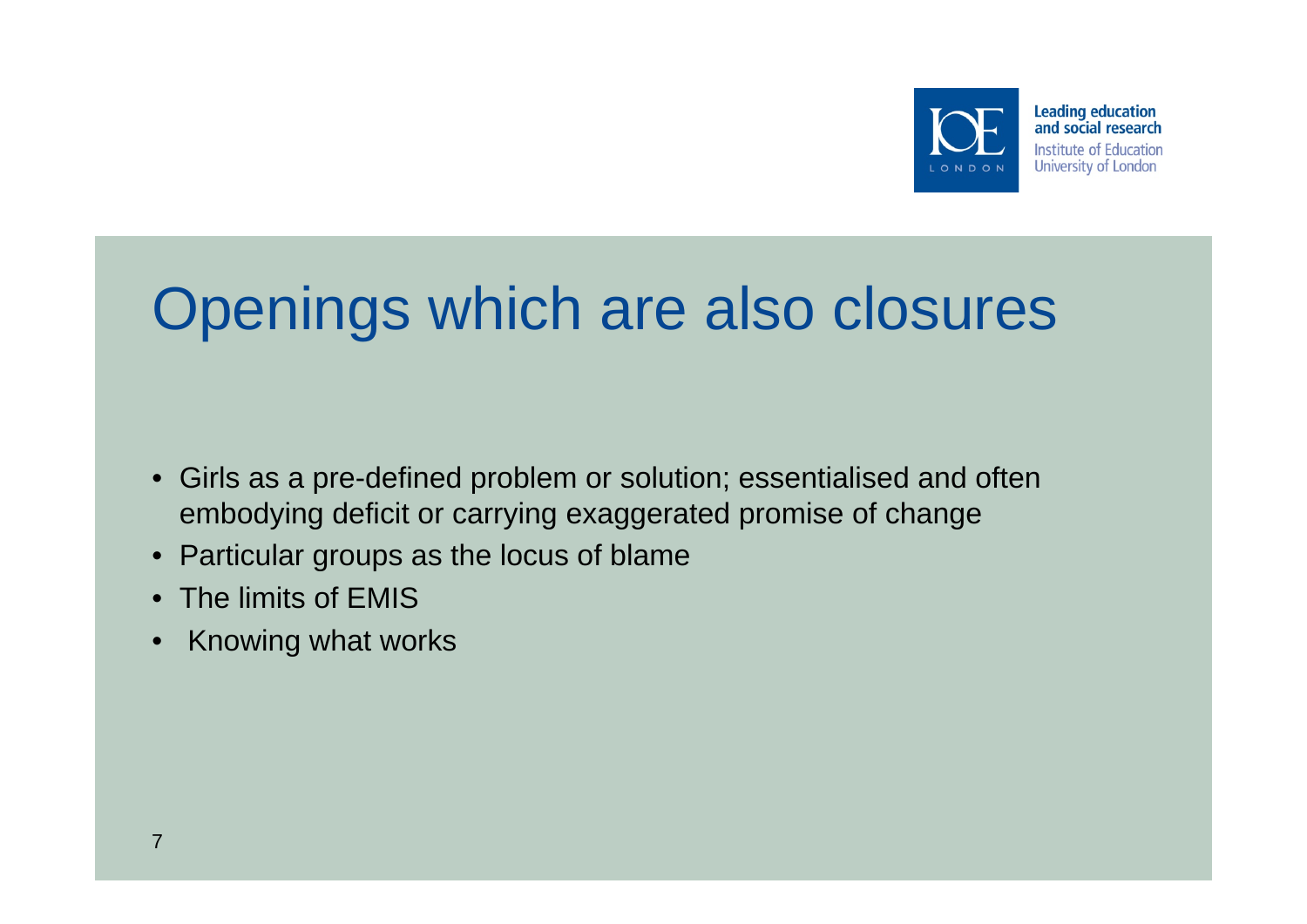# Openings which are also closures

- Girls as a pre-defined problem or solution; essentialised and often embodying deficit or carrying exaggerated promise of change
- Particular groups as the locus of blame
- The limits of EMIS
- Knowing what works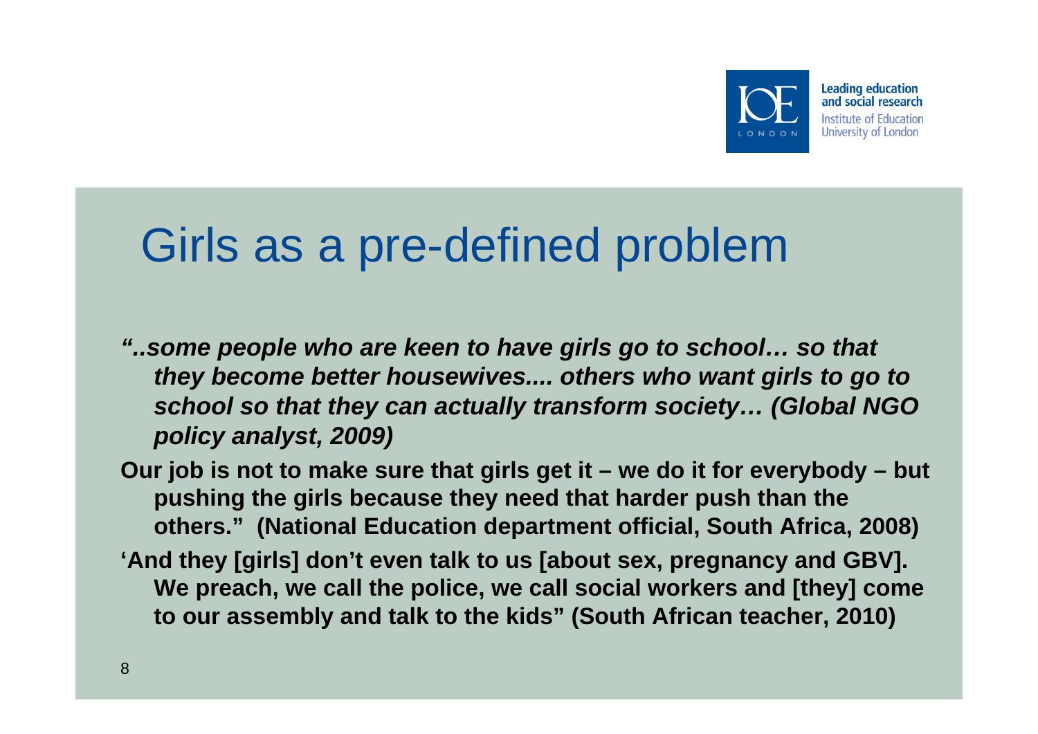# Girls as a pre-defined problem

***"..some people who are keen to have girls go to school… so that they become better housewives.... others who want girls to go to school so that they can actually transform society… (Global NGO policy analyst, 2009)***

**Our job is not to make sure that girls get it – we do it for everybody – but pushing the girls because they need that harder push than the others." (National Education department official, South Africa, 2008)**

**'And they [girls] don't even talk to us [about sex, pregnancy and GBV]. We preach, we call the police, we call social workers and [they] come to our assembly and talk to the kids" (South African teacher, 2010)**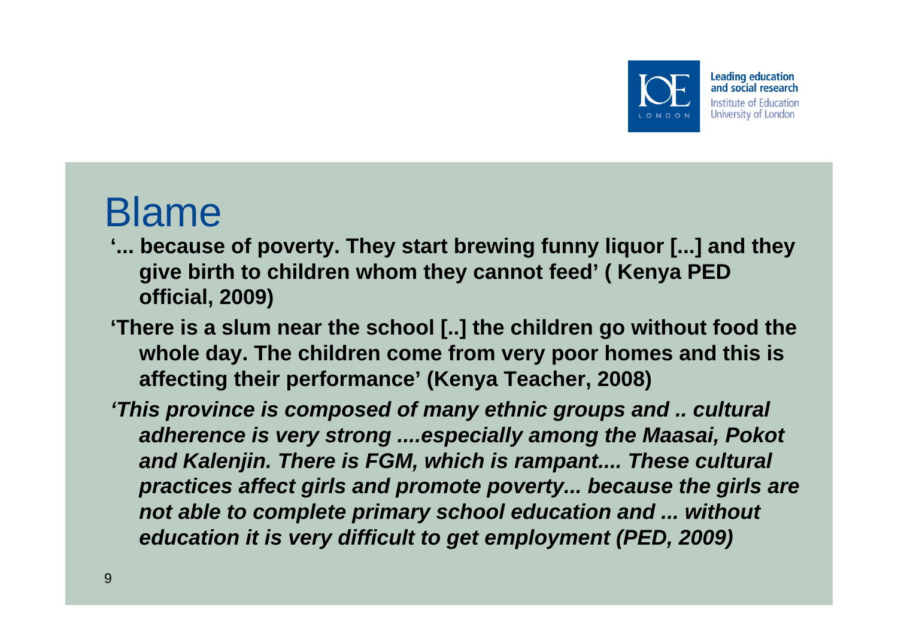# Blame

**'... because of poverty. They start brewing funny liquor [...] and they give birth to children whom they cannot feed' ( Kenya PED official, 2009)**

**'There is a slum near the school [..] the children go without food the whole day. The children come from very poor homes and this is affecting their performance' (Kenya Teacher, 2008)**

***'This province is composed of many ethnic groups and .. cultural adherence is very strong ....especially among the Maasai, Pokot and Kalenjin. There is FGM, which is rampant.... These cultural practices affect girls and promote poverty... because the girls are not able to complete primary school education and ... without education it is very difficult to get employment (PED, 2009)***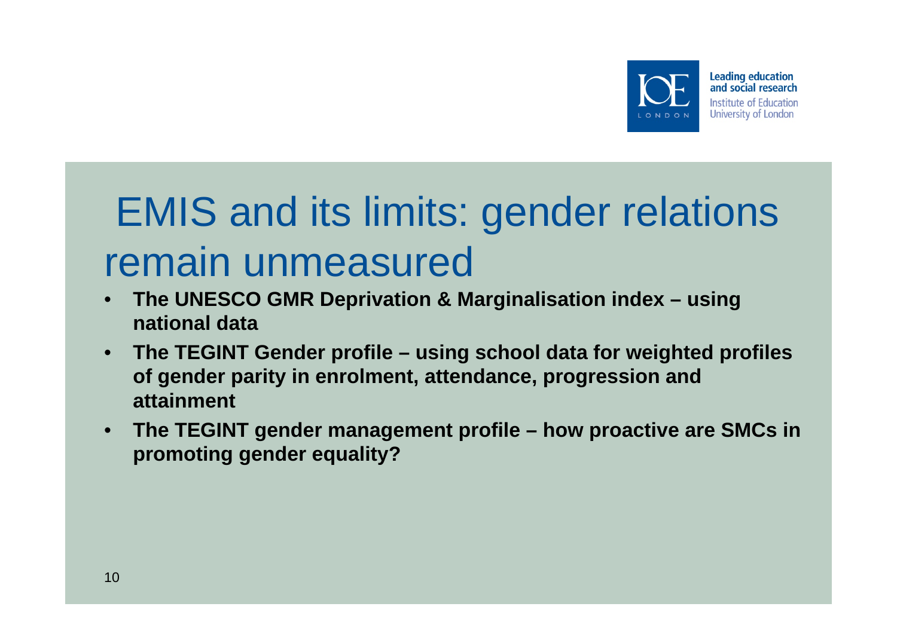# EMIS and its limits: gender relations remain unmeasured

- **The UNESCO GMR Deprivation & Marginalisation index – using national data**
- **The TEGINT Gender profile – using school data for weighted profiles of gender parity in enrolment, attendance, progression and attainment**
- **The TEGINT gender management profile – how proactive are SMCs in promoting gender equality?**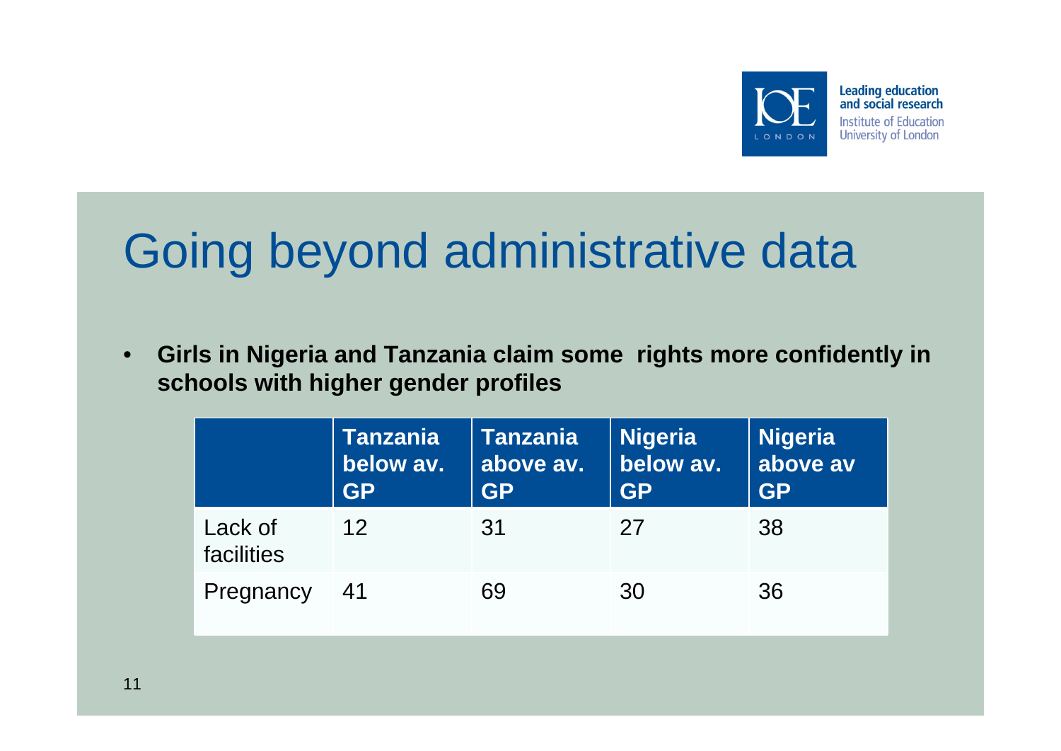# Going beyond administrative data

- **Girls in Nigeria and Tanzania claim some rights more confidently in schools with higher gender profiles**

| | Tanzania below av. GP | Tanzania above av. GP | Nigeria below av. GP | Nigeria above av GP |
|---|---|---|---|---|
| Lack of facilities | 12 | 31 | 27 | 38 |
| Pregnancy | 41 | 69 | 30 | 36 |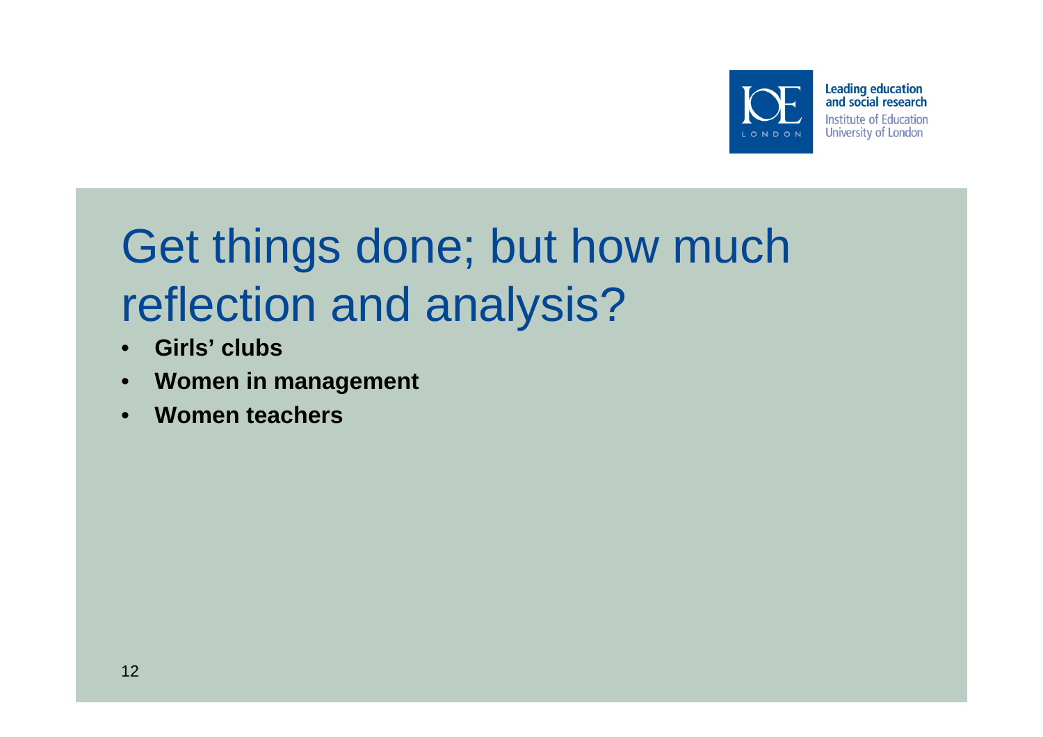# Get things done; but how much reflection and analysis?

- **Girls' clubs**
- **Women in management**
- **Women teachers**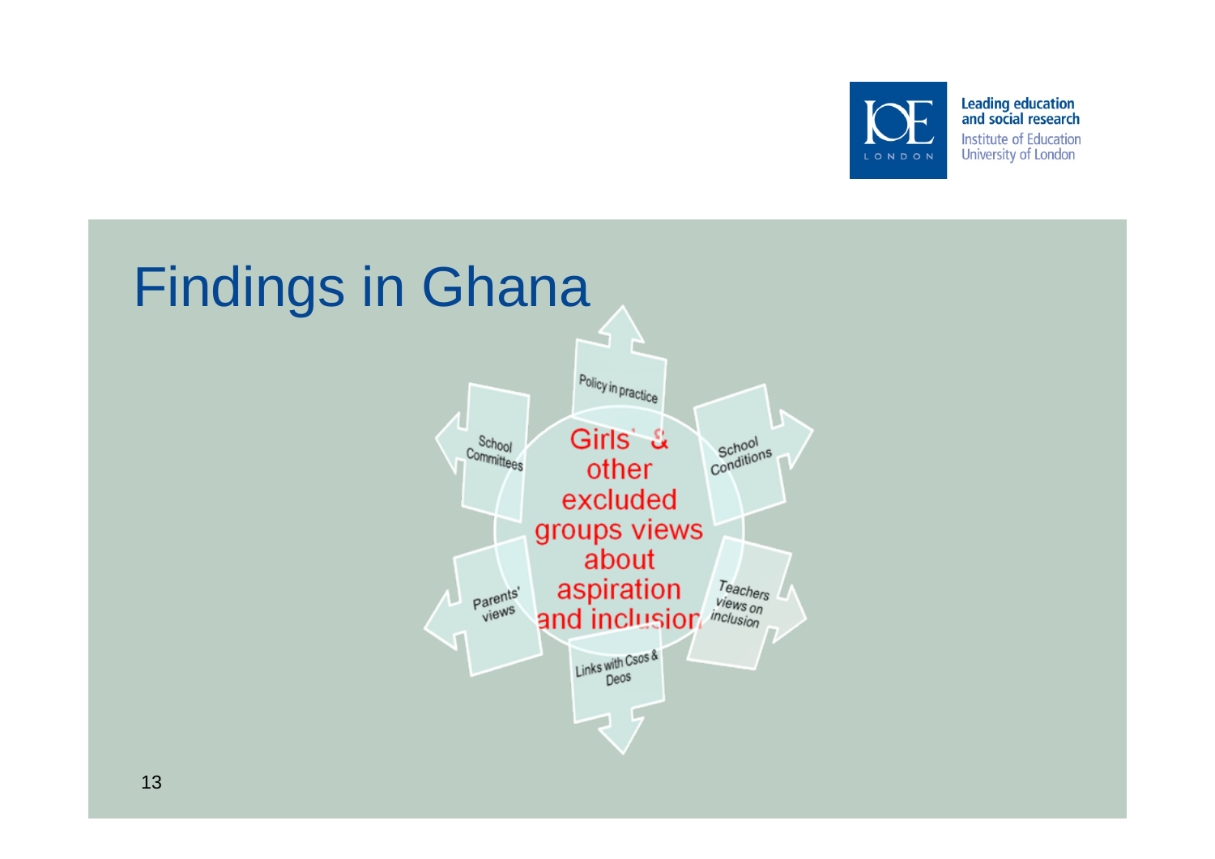# Findings in Ghana

Girls' & other excluded groups views about aspiration and inclusion

- Policy in practice
- School Conditions
- Teachers views on inclusion
- Links with Csos & Deos
- Parents' views
- School Committees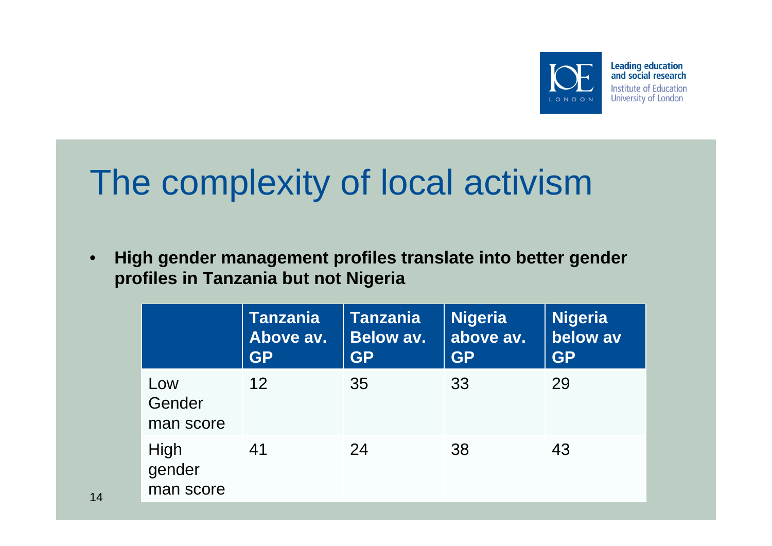# The complexity of local activism

- **High gender management profiles translate into better gender profiles in Tanzania but not Nigeria**

| | Tanzania Above av. GP | Tanzania Below av. GP | Nigeria above av. GP | Nigeria below av GP |
|---|---|---|---|---|
| Low Gender man score | 12 | 35 | 33 | 29 |
| High gender man score | 41 | 24 | 38 | 43 |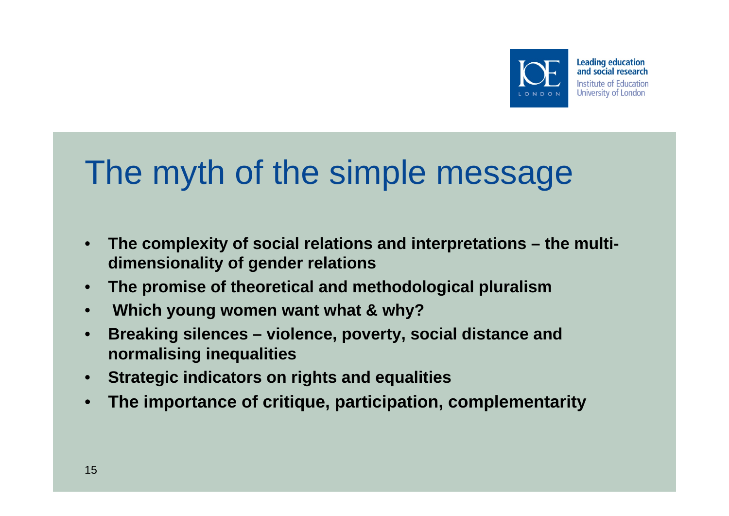# The myth of the simple message

- **The complexity of social relations and interpretations – the multi-dimensionality of gender relations**
- **The promise of theoretical and methodological pluralism**
- **Which young women want what & why?**
- **Breaking silences – violence, poverty, social distance and normalising inequalities**
- **Strategic indicators on rights and equalities**
- **The importance of critique, participation, complementarity**